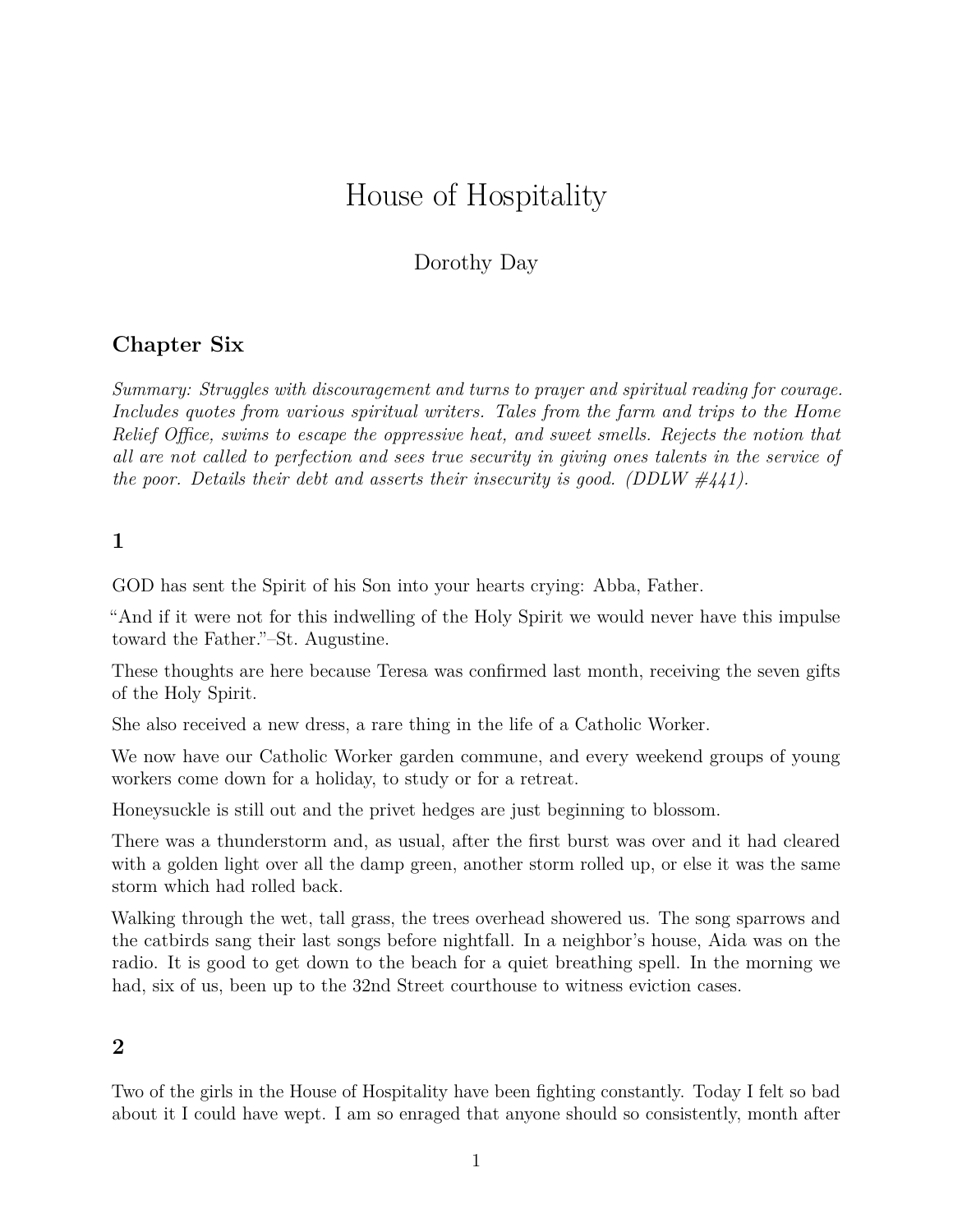# House of Hospitality

Dorothy Day

## Chapter Six

*Summary: Struggles with discouragement and turns to prayer and spiritual reading for courage. Includes quotes from various spiritual writers. Tales from the farm and trips to the Home Relief Office, swims to escape the oppressive heat, and sweet smells. Rejects the notion that all are not called to perfection and sees true security in giving ones talents in the service of the poor. Details their debt and asserts their insecurity is good. (DDLW #441).*

### 1

GOD has sent the Spirit of his Son into your hearts crying: Abba, Father.

"And if it were not for this indwelling of the Holy Spirit we would never have this impulse toward the Father."–St. Augustine.

These thoughts are here because Teresa was confirmed last month, receiving the seven gifts of the Holy Spirit.

She also received a new dress, a rare thing in the life of a Catholic Worker.

We now have our Catholic Worker garden commune, and every weekend groups of young workers come down for a holiday, to study or for a retreat.

Honeysuckle is still out and the privet hedges are just beginning to blossom.

There was a thunderstorm and, as usual, after the first burst was over and it had cleared with a golden light over all the damp green, another storm rolled up, or else it was the same storm which had rolled back.

Walking through the wet, tall grass, the trees overhead showered us. The song sparrows and the catbirds sang their last songs before nightfall. In a neighbor's house, Aida was on the radio. It is good to get down to the beach for a quiet breathing spell. In the morning we had, six of us, been up to the 32nd Street courthouse to witness eviction cases.

### 2

Two of the girls in the House of Hospitality have been fighting constantly. Today I felt so bad about it I could have wept. I am so enraged that anyone should so consistently, month after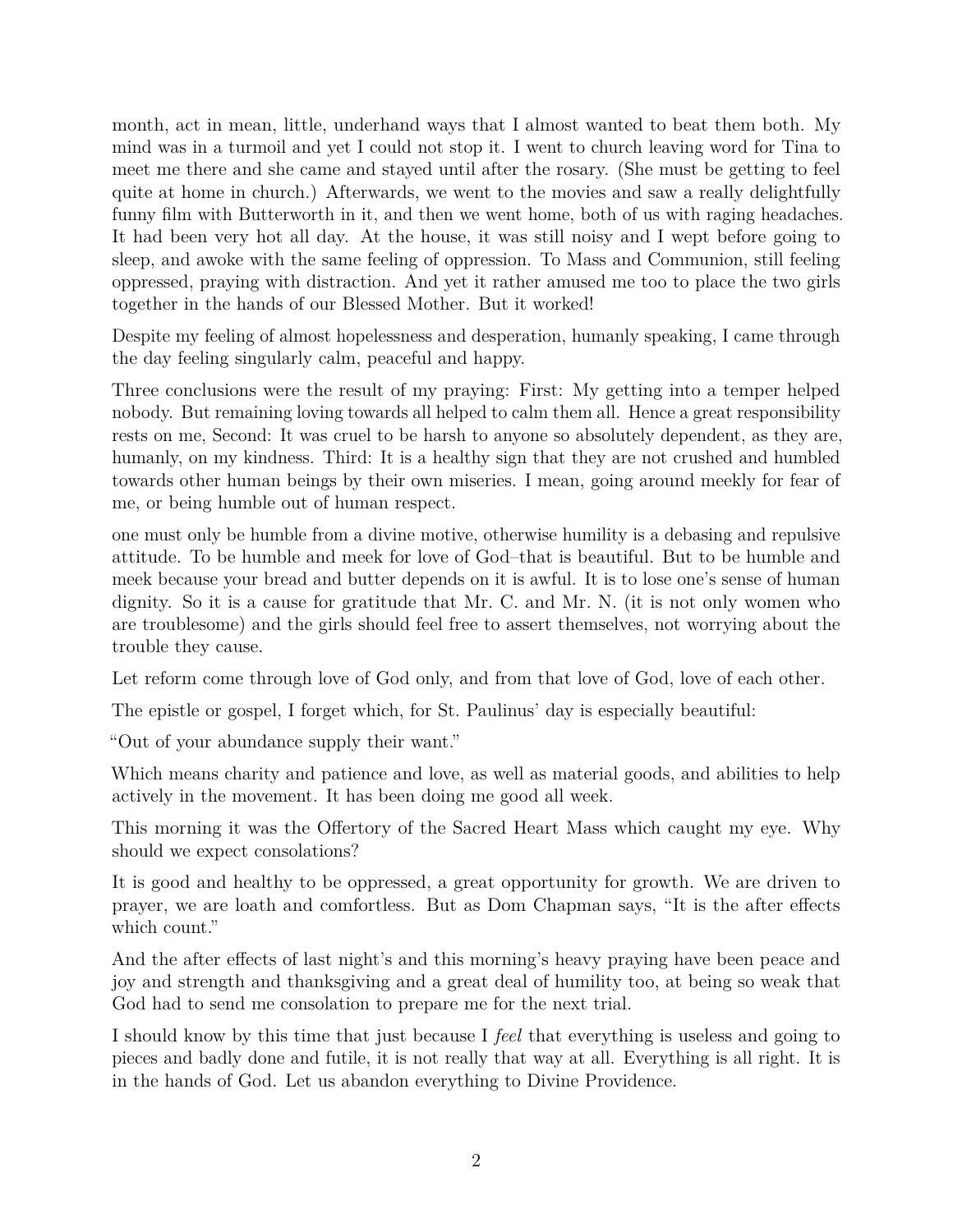month, act in mean, little, underhand ways that I almost wanted to beat them both. My mind was in a turmoil and yet I could not stop it. I went to church leaving word for Tina to meet me there and she came and stayed until after the rosary. (She must be getting to feel quite at home in church.) Afterwards, we went to the movies and saw a really delightfully funny film with Butterworth in it, and then we went home, both of us with raging headaches. It had been very hot all day. At the house, it was still noisy and I wept before going to sleep, and awoke with the same feeling of oppression. To Mass and Communion, still feeling oppressed, praying with distraction. And yet it rather amused me too to place the two girls together in the hands of our Blessed Mother. But it worked!

Despite my feeling of almost hopelessness and desperation, humanly speaking, I came through the day feeling singularly calm, peaceful and happy.

Three conclusions were the result of my praying: First: My getting into a temper helped nobody. But remaining loving towards all helped to calm them all. Hence a great responsibility rests on me, Second: It was cruel to be harsh to anyone so absolutely dependent, as they are, humanly, on my kindness. Third: It is a healthy sign that they are not crushed and humbled towards other human beings by their own miseries. I mean, going around meekly for fear of me, or being humble out of human respect.

one must only be humble from a divine motive, otherwise humility is a debasing and repulsive attitude. To be humble and meek for love of God–that is beautiful. But to be humble and meek because your bread and butter depends on it is awful. It is to lose one's sense of human dignity. So it is a cause for gratitude that Mr. C. and Mr. N. (it is not only women who are troublesome) and the girls should feel free to assert themselves, not worrying about the trouble they cause.

Let reform come through love of God only, and from that love of God, love of each other.

The epistle or gospel, I forget which, for St. Paulinus' day is especially beautiful:

"Out of your abundance supply their want."

Which means charity and patience and love, as well as material goods, and abilities to help actively in the movement. It has been doing me good all week.

This morning it was the Offertory of the Sacred Heart Mass which caught my eye. Why should we expect consolations?

It is good and healthy to be oppressed, a great opportunity for growth. We are driven to prayer, we are loath and comfortless. But as Dom Chapman says, "It is the after effects which count."

And the after effects of last night's and this morning's heavy praying have been peace and joy and strength and thanksgiving and a great deal of humility too, at being so weak that God had to send me consolation to prepare me for the next trial.

I should know by this time that just because I *feel* that everything is useless and going to pieces and badly done and futile, it is not really that way at all. Everything is all right. It is in the hands of God. Let us abandon everything to Divine Providence.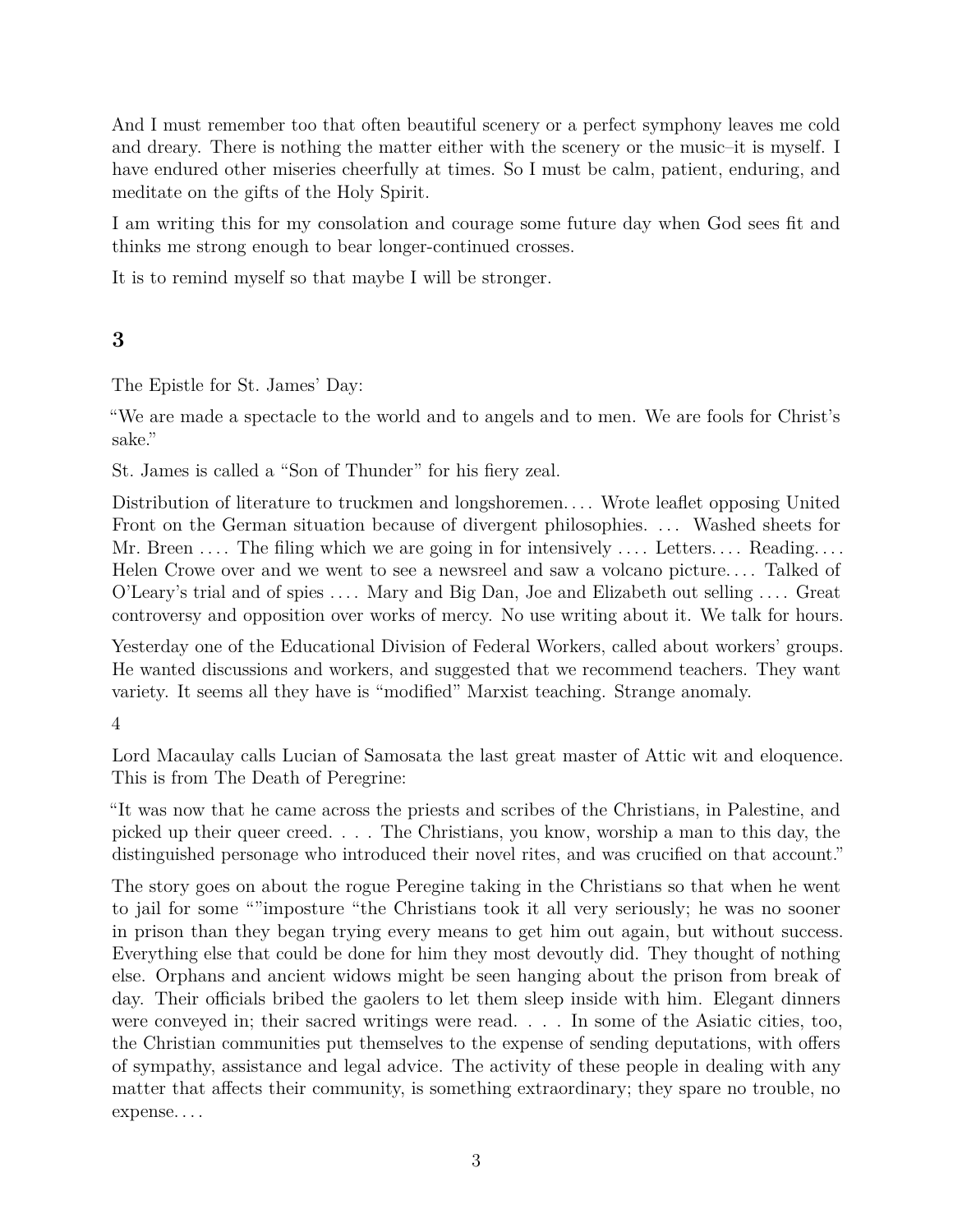And I must remember too that often beautiful scenery or a perfect symphony leaves me cold and dreary. There is nothing the matter either with the scenery or the music–it is myself. I have endured other miseries cheerfully at times. So I must be calm, patient, enduring, and meditate on the gifts of the Holy Spirit.

I am writing this for my consolation and courage some future day when God sees fit and thinks me strong enough to bear longer-continued crosses.

It is to remind myself so that maybe I will be stronger.

## 3

The Epistle for St. James' Day:

"We are made a spectacle to the world and to angels and to men. We are fools for Christ's sake."

St. James is called a "Son of Thunder" for his fiery zeal.

Distribution of literature to truckmen and longshoremen. . . . Wrote leaflet opposing United Front on the German situation because of divergent philosophies. . . . Washed sheets for Mr. Breen . . . . The filing which we are going in for intensively . . . . Letters. . . . Reading. . . . Helen Crowe over and we went to see a newsreel and saw a volcano picture. . . . Talked of O'Leary's trial and of spies . . . . Mary and Big Dan, Joe and Elizabeth out selling . . . . Great controversy and opposition over works of mercy. No use writing about it. We talk for hours.

Yesterday one of the Educational Division of Federal Workers, called about workers' groups. He wanted discussions and workers, and suggested that we recommend teachers. They want variety. It seems all they have is "modified" Marxist teaching. Strange anomaly.

4

Lord Macaulay calls Lucian of Samosata the last great master of Attic wit and eloquence. This is from The Death of Peregrine:

"It was now that he came across the priests and scribes of the Christians, in Palestine, and picked up their queer creed. . . . The Christians, you know, worship a man to this day, the distinguished personage who introduced their novel rites, and was crucified on that account."

The story goes on about the rogue Peregine taking in the Christians so that when he went to jail for some ""imposture "the Christians took it all very seriously; he was no sooner in prison than they began trying every means to get him out again, but without success. Everything else that could be done for him they most devoutly did. They thought of nothing else. Orphans and ancient widows might be seen hanging about the prison from break of day. Their officials bribed the gaolers to let them sleep inside with him. Elegant dinners were conveyed in; their sacred writings were read. . . . In some of the Asiatic cities, too, the Christian communities put themselves to the expense of sending deputations, with offers of sympathy, assistance and legal advice. The activity of these people in dealing with any matter that affects their community, is something extraordinary; they spare no trouble, no expense. . . .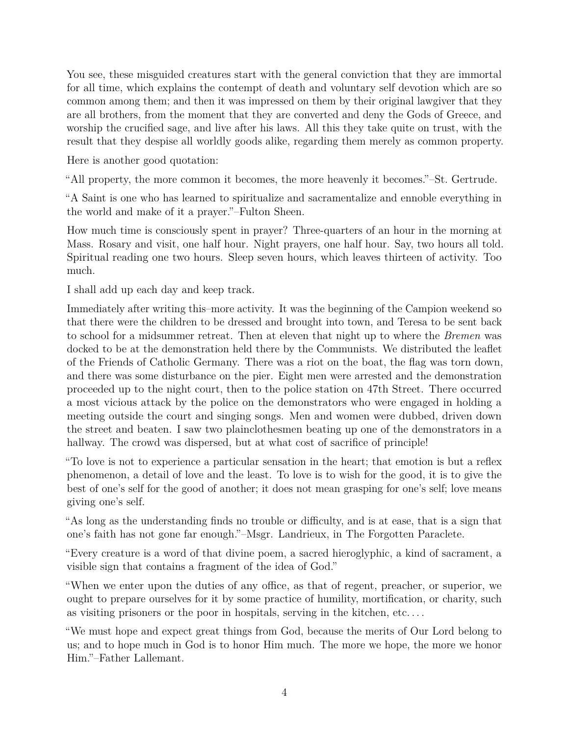You see, these misguided creatures start with the general conviction that they are immortal for all time, which explains the contempt of death and voluntary self devotion which are so common among them; and then it was impressed on them by their original lawgiver that they are all brothers, from the moment that they are converted and deny the Gods of Greece, and worship the crucified sage, and live after his laws. All this they take quite on trust, with the result that they despise all worldly goods alike, regarding them merely as common property.

Here is another good quotation:

"All property, the more common it becomes, the more heavenly it becomes."–St. Gertrude.

"A Saint is one who has learned to spiritualize and sacramentalize and ennoble everything in the world and make of it a prayer."–Fulton Sheen.

How much time is consciously spent in prayer? Three-quarters of an hour in the morning at Mass. Rosary and visit, one half hour. Night prayers, one half hour. Say, two hours all told. Spiritual reading one two hours. Sleep seven hours, which leaves thirteen of activity. Too much.

I shall add up each day and keep track.

Immediately after writing this–more activity. It was the beginning of the Campion weekend so that there were the children to be dressed and brought into town, and Teresa to be sent back to school for a midsummer retreat. Then at eleven that night up to where the *Bremen* was docked to be at the demonstration held there by the Communists. We distributed the leaflet of the Friends of Catholic Germany. There was a riot on the boat, the flag was torn down, and there was some disturbance on the pier. Eight men were arrested and the demonstration proceeded up to the night court, then to the police station on 47th Street. There occurred a most vicious attack by the police on the demonstrators who were engaged in holding a meeting outside the court and singing songs. Men and women were dubbed, driven down the street and beaten. I saw two plainclothesmen beating up one of the demonstrators in a hallway. The crowd was dispersed, but at what cost of sacrifice of principle!

"To love is not to experience a particular sensation in the heart; that emotion is but a reflex phenomenon, a detail of love and the least. To love is to wish for the good, it is to give the best of one's self for the good of another; it does not mean grasping for one's self; love means giving one's self.

"As long as the understanding finds no trouble or difficulty, and is at ease, that is a sign that one's faith has not gone far enough."–Msgr. Landrieux, in The Forgotten Paraclete.

"Every creature is a word of that divine poem, a sacred hieroglyphic, a kind of sacrament, a visible sign that contains a fragment of the idea of God."

"When we enter upon the duties of any office, as that of regent, preacher, or superior, we ought to prepare ourselves for it by some practice of humility, mortification, or charity, such as visiting prisoners or the poor in hospitals, serving in the kitchen, etc. . . .

"We must hope and expect great things from God, because the merits of Our Lord belong to us; and to hope much in God is to honor Him much. The more we hope, the more we honor Him."–Father Lallemant.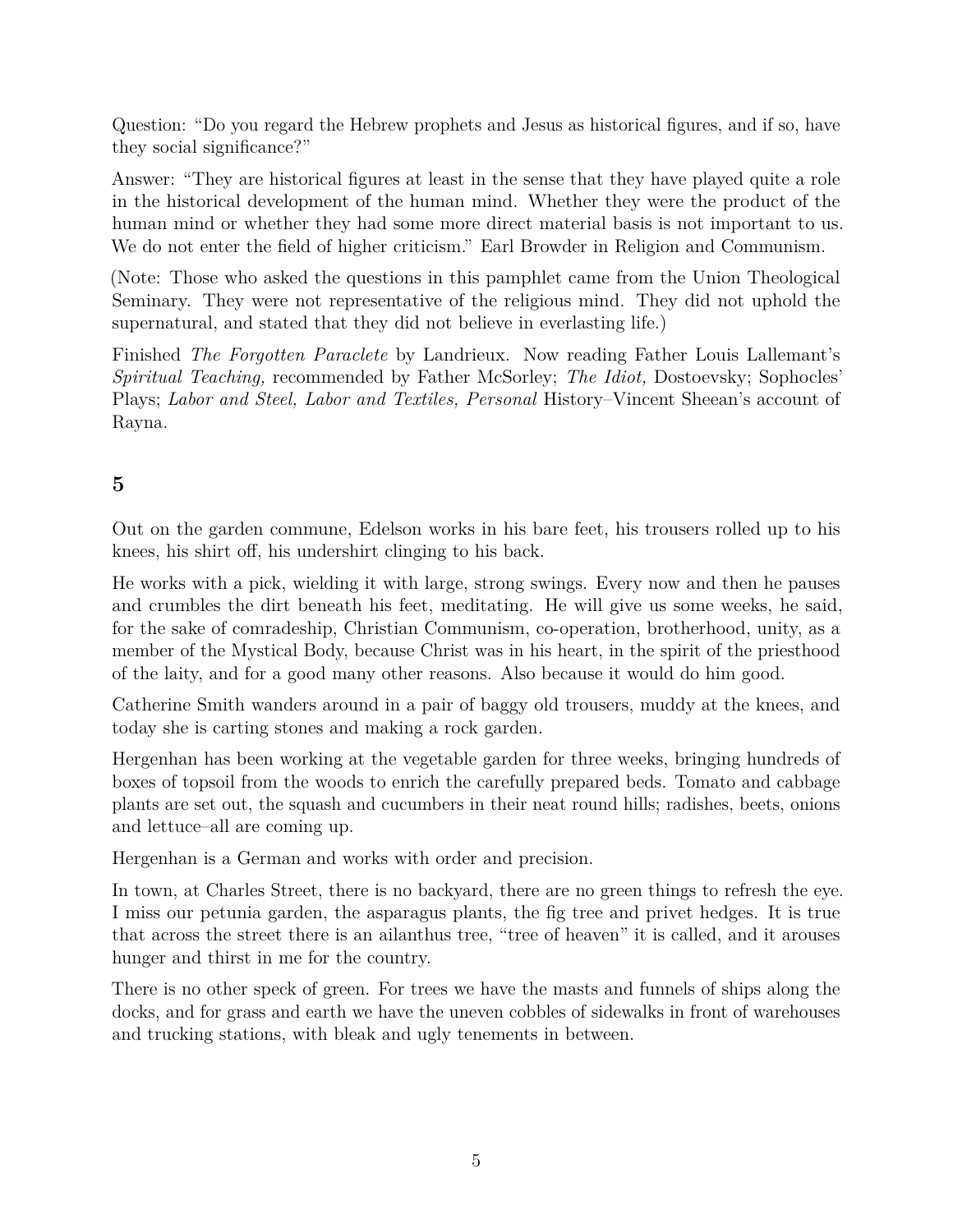Question: "Do you regard the Hebrew prophets and Jesus as historical figures, and if so, have they social significance?"

Answer: "They are historical figures at least in the sense that they have played quite a role in the historical development of the human mind. Whether they were the product of the human mind or whether they had some more direct material basis is not important to us. We do not enter the field of higher criticism." Earl Browder in Religion and Communism.

(Note: Those who asked the questions in this pamphlet came from the Union Theological Seminary. They were not representative of the religious mind. They did not uphold the supernatural, and stated that they did not believe in everlasting life.)

Finished *The Forgotten Paraclete* by Landrieux. Now reading Father Louis Lallemant's *Spiritual Teaching,* recommended by Father McSorley; *The Idiot,* Dostoevsky; Sophocles' Plays; *Labor and Steel, Labor and Textiles, Personal* History–Vincent Sheean's account of Rayna.

## 5

Out on the garden commune, Edelson works in his bare feet, his trousers rolled up to his knees, his shirt off, his undershirt clinging to his back.

He works with a pick, wielding it with large, strong swings. Every now and then he pauses and crumbles the dirt beneath his feet, meditating. He will give us some weeks, he said, for the sake of comradeship, Christian Communism, co-operation, brotherhood, unity, as a member of the Mystical Body, because Christ was in his heart, in the spirit of the priesthood of the laity, and for a good many other reasons. Also because it would do him good.

Catherine Smith wanders around in a pair of baggy old trousers, muddy at the knees, and today she is carting stones and making a rock garden.

Hergenhan has been working at the vegetable garden for three weeks, bringing hundreds of boxes of topsoil from the woods to enrich the carefully prepared beds. Tomato and cabbage plants are set out, the squash and cucumbers in their neat round hills; radishes, beets, onions and lettuce–all are coming up.

Hergenhan is a German and works with order and precision.

In town, at Charles Street, there is no backyard, there are no green things to refresh the eye. I miss our petunia garden, the asparagus plants, the fig tree and privet hedges. It is true that across the street there is an ailanthus tree, "tree of heaven" it is called, and it arouses hunger and thirst in me for the country.

There is no other speck of green. For trees we have the masts and funnels of ships along the docks, and for grass and earth we have the uneven cobbles of sidewalks in front of warehouses and trucking stations, with bleak and ugly tenements in between.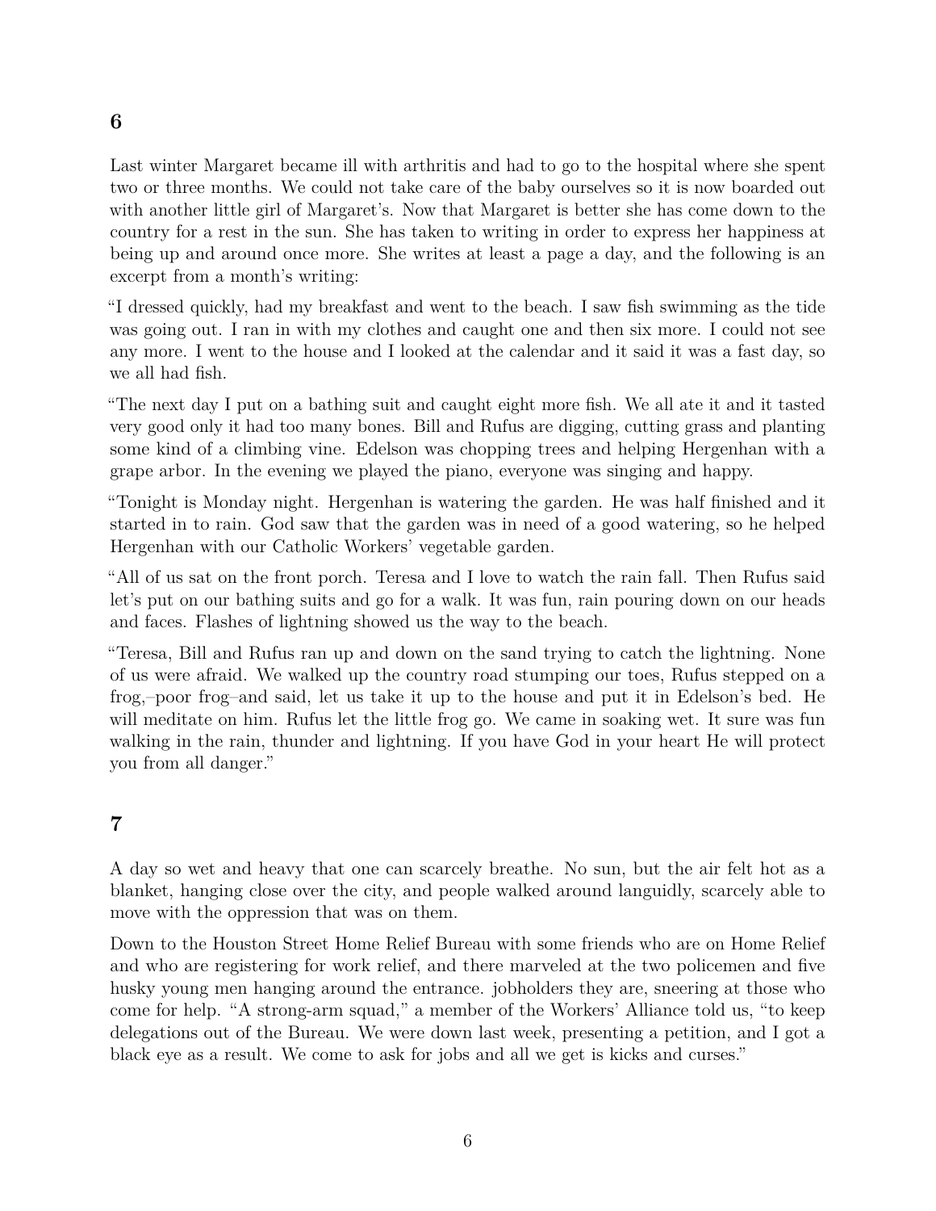## 6

Last winter Margaret became ill with arthritis and had to go to the hospital where she spent two or three months. We could not take care of the baby ourselves so it is now boarded out with another little girl of Margaret's. Now that Margaret is better she has come down to the country for a rest in the sun. She has taken to writing in order to express her happiness at being up and around once more. She writes at least a page a day, and the following is an excerpt from a month's writing:

"I dressed quickly, had my breakfast and went to the beach. I saw fish swimming as the tide was going out. I ran in with my clothes and caught one and then six more. I could not see any more. I went to the house and I looked at the calendar and it said it was a fast day, so we all had fish.

"The next day I put on a bathing suit and caught eight more fish. We all ate it and it tasted very good only it had too many bones. Bill and Rufus are digging, cutting grass and planting some kind of a climbing vine. Edelson was chopping trees and helping Hergenhan with a grape arbor. In the evening we played the piano, everyone was singing and happy.

"Tonight is Monday night. Hergenhan is watering the garden. He was half finished and it started in to rain. God saw that the garden was in need of a good watering, so he helped Hergenhan with our Catholic Workers' vegetable garden.

"All of us sat on the front porch. Teresa and I love to watch the rain fall. Then Rufus said let's put on our bathing suits and go for a walk. It was fun, rain pouring down on our heads and faces. Flashes of lightning showed us the way to the beach.

"Teresa, Bill and Rufus ran up and down on the sand trying to catch the lightning. None of us were afraid. We walked up the country road stumping our toes, Rufus stepped on a frog,–poor frog–and said, let us take it up to the house and put it in Edelson's bed. He will meditate on him. Rufus let the little frog go. We came in soaking wet. It sure was fun walking in the rain, thunder and lightning. If you have God in your heart He will protect you from all danger."

## 7

A day so wet and heavy that one can scarcely breathe. No sun, but the air felt hot as a blanket, hanging close over the city, and people walked around languidly, scarcely able to move with the oppression that was on them.

Down to the Houston Street Home Relief Bureau with some friends who are on Home Relief and who are registering for work relief, and there marveled at the two policemen and five husky young men hanging around the entrance. jobholders they are, sneering at those who come for help. "A strong-arm squad," a member of the Workers' Alliance told us, "to keep delegations out of the Bureau. We were down last week, presenting a petition, and I got a black eye as a result. We come to ask for jobs and all we get is kicks and curses."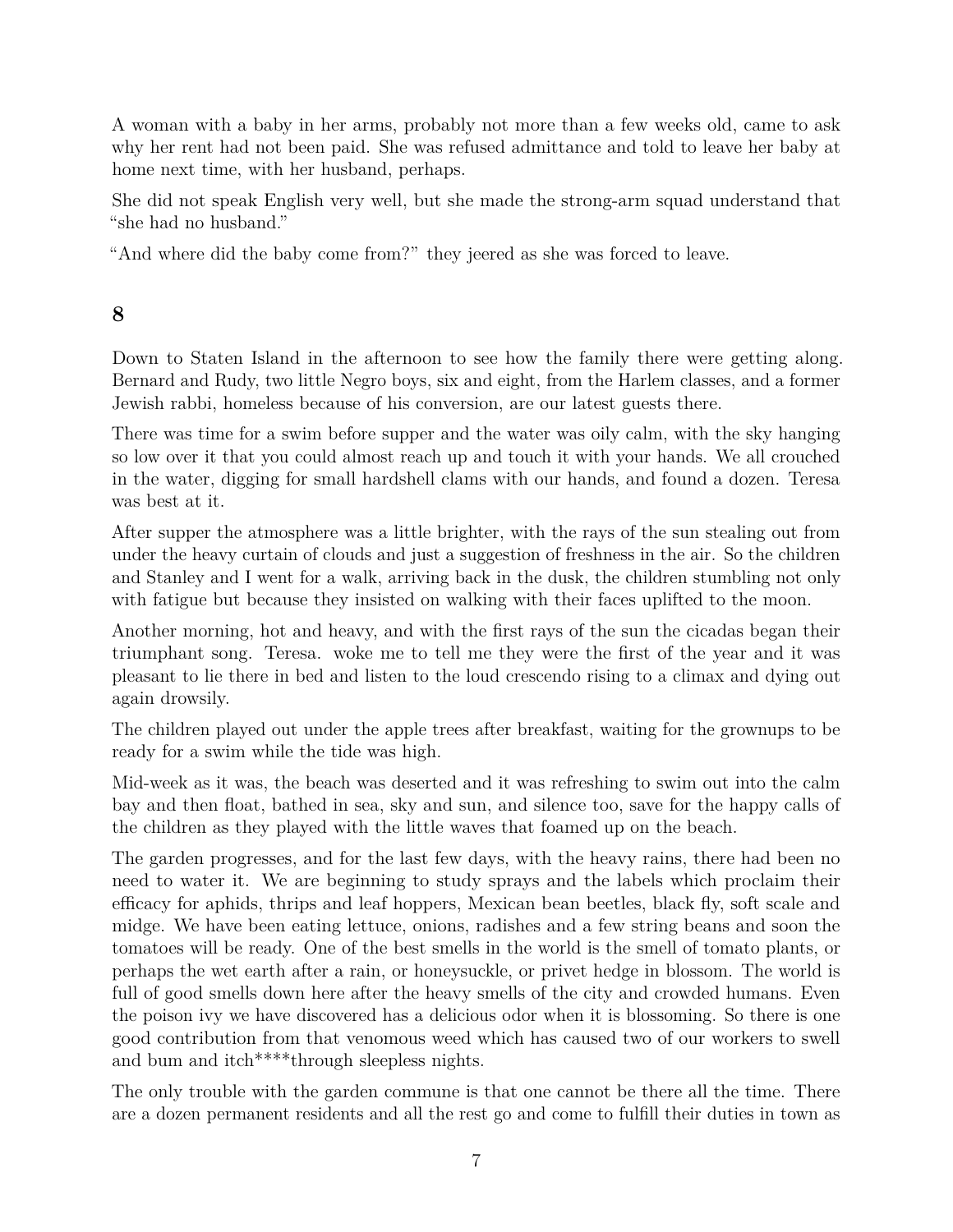A woman with a baby in her arms, probably not more than a few weeks old, came to ask why her rent had not been paid. She was refused admittance and told to leave her baby at home next time, with her husband, perhaps.

She did not speak English very well, but she made the strong-arm squad understand that "she had no husband."

"And where did the baby come from?" they jeered as she was forced to leave.

## 8

Down to Staten Island in the afternoon to see how the family there were getting along. Bernard and Rudy, two little Negro boys, six and eight, from the Harlem classes, and a former Jewish rabbi, homeless because of his conversion, are our latest guests there.

There was time for a swim before supper and the water was oily calm, with the sky hanging so low over it that you could almost reach up and touch it with your hands. We all crouched in the water, digging for small hardshell clams with our hands, and found a dozen. Teresa was best at it.

After supper the atmosphere was a little brighter, with the rays of the sun stealing out from under the heavy curtain of clouds and just a suggestion of freshness in the air. So the children and Stanley and I went for a walk, arriving back in the dusk, the children stumbling not only with fatigue but because they insisted on walking with their faces uplifted to the moon.

Another morning, hot and heavy, and with the first rays of the sun the cicadas began their triumphant song. Teresa. woke me to tell me they were the first of the year and it was pleasant to lie there in bed and listen to the loud crescendo rising to a climax and dying out again drowsily.

The children played out under the apple trees after breakfast, waiting for the grownups to be ready for a swim while the tide was high.

Mid-week as it was, the beach was deserted and it was refreshing to swim out into the calm bay and then float, bathed in sea, sky and sun, and silence too, save for the happy calls of the children as they played with the little waves that foamed up on the beach.

The garden progresses, and for the last few days, with the heavy rains, there had been no need to water it. We are beginning to study sprays and the labels which proclaim their efficacy for aphids, thrips and leaf hoppers, Mexican bean beetles, black fly, soft scale and midge. We have been eating lettuce, onions, radishes and a few string beans and soon the tomatoes will be ready. One of the best smells in the world is the smell of tomato plants, or perhaps the wet earth after a rain, or honeysuckle, or privet hedge in blossom. The world is full of good smells down here after the heavy smells of the city and crowded humans. Even the poison ivy we have discovered has a delicious odor when it is blossoming. So there is one good contribution from that venomous weed which has caused two of our workers to swell and bum and itch****through sleepless nights.

The only trouble with the garden commune is that one cannot be there all the time. There are a dozen permanent residents and all the rest go and come to fulfill their duties in town as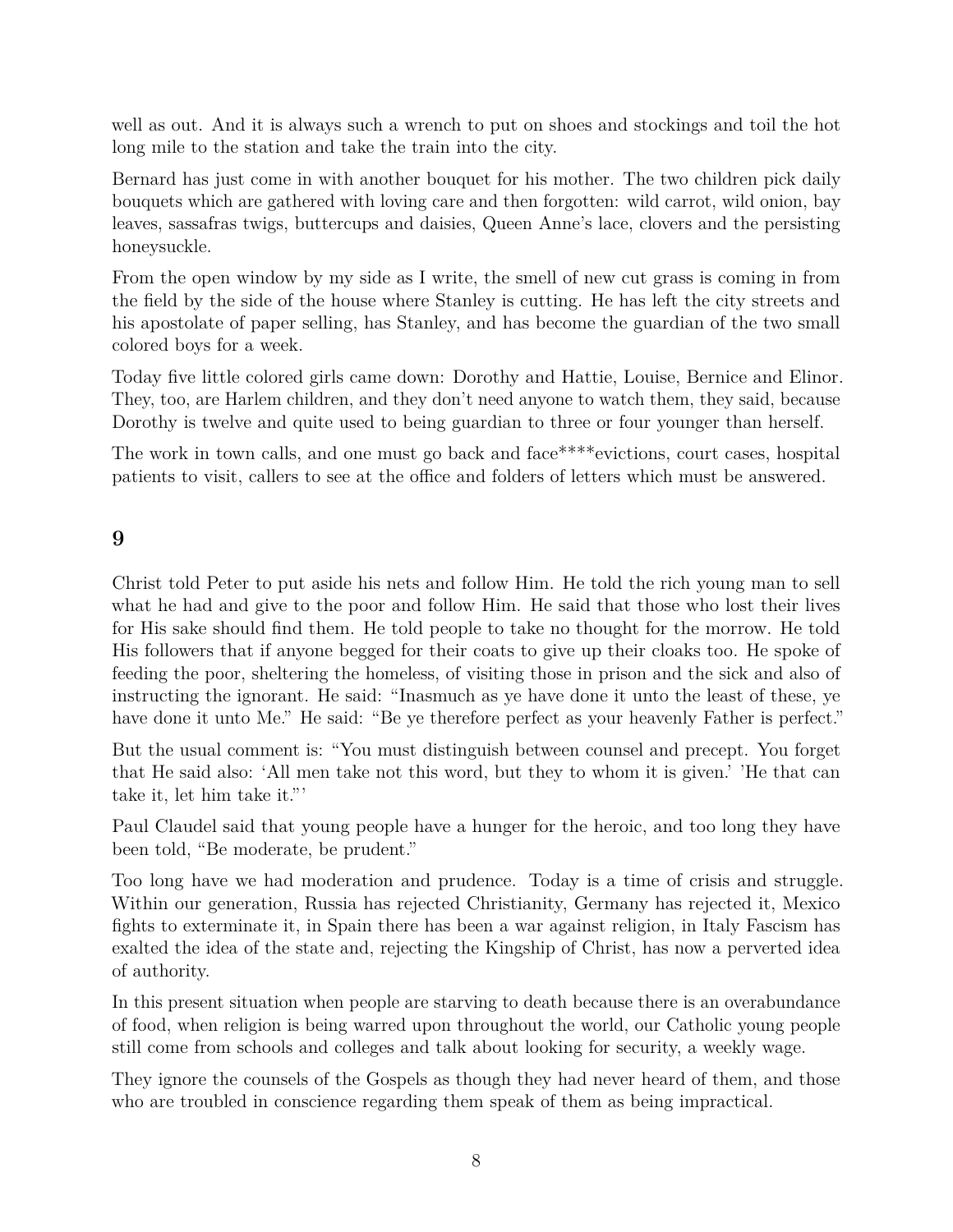well as out. And it is always such a wrench to put on shoes and stockings and toil the hot long mile to the station and take the train into the city.

Bernard has just come in with another bouquet for his mother. The two children pick daily bouquets which are gathered with loving care and then forgotten: wild carrot, wild onion, bay leaves, sassafras twigs, buttercups and daisies, Queen Anne's lace, clovers and the persisting honeysuckle.

From the open window by my side as I write, the smell of new cut grass is coming in from the field by the side of the house where Stanley is cutting. He has left the city streets and his apostolate of paper selling, has Stanley, and has become the guardian of the two small colored boys for a week.

Today five little colored girls came down: Dorothy and Hattie, Louise, Bernice and Elinor. They, too, are Harlem children, and they don't need anyone to watch them, they said, because Dorothy is twelve and quite used to being guardian to three or four younger than herself.

The work in town calls, and one must go back and face****evictions, court cases, hospital patients to visit, callers to see at the office and folders of letters which must be answered.

## 9

Christ told Peter to put aside his nets and follow Him. He told the rich young man to sell what he had and give to the poor and follow Him. He said that those who lost their lives for His sake should find them. He told people to take no thought for the morrow. He told His followers that if anyone begged for their coats to give up their cloaks too. He spoke of feeding the poor, sheltering the homeless, of visiting those in prison and the sick and also of instructing the ignorant. He said: "Inasmuch as ye have done it unto the least of these, ye have done it unto Me." He said: "Be ye therefore perfect as your heavenly Father is perfect."

But the usual comment is: "You must distinguish between counsel and precept. You forget that He said also: 'All men take not this word, but they to whom it is given.' 'He that can take it, let him take it."'

Paul Claudel said that young people have a hunger for the heroic, and too long they have been told, "Be moderate, be prudent."

Too long have we had moderation and prudence. Today is a time of crisis and struggle. Within our generation, Russia has rejected Christianity, Germany has rejected it, Mexico fights to exterminate it, in Spain there has been a war against religion, in Italy Fascism has exalted the idea of the state and, rejecting the Kingship of Christ, has now a perverted idea of authority.

In this present situation when people are starving to death because there is an overabundance of food, when religion is being warred upon throughout the world, our Catholic young people still come from schools and colleges and talk about looking for security, a weekly wage.

They ignore the counsels of the Gospels as though they had never heard of them, and those who are troubled in conscience regarding them speak of them as being impractical.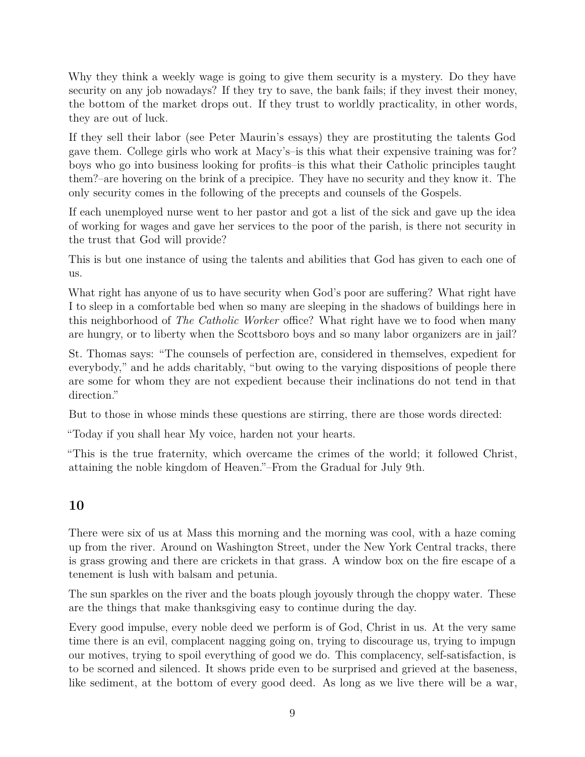Why they think a weekly wage is going to give them security is a mystery. Do they have security on any job nowadays? If they try to save, the bank fails; if they invest their money, the bottom of the market drops out. If they trust to worldly practicality, in other words, they are out of luck.

If they sell their labor (see Peter Maurin's essays) they are prostituting the talents God gave them. College girls who work at Macy's–is this what their expensive training was for? boys who go into business looking for profits–is this what their Catholic principles taught them?–are hovering on the brink of a precipice. They have no security and they know it. The only security comes in the following of the precepts and counsels of the Gospels.

If each unemployed nurse went to her pastor and got a list of the sick and gave up the idea of working for wages and gave her services to the poor of the parish, is there not security in the trust that God will provide?

This is but one instance of using the talents and abilities that God has given to each one of us.

What right has anyone of us to have security when God's poor are suffering? What right have I to sleep in a comfortable bed when so many are sleeping in the shadows of buildings here in this neighborhood of *The Catholic Worker* office? What right have we to food when many are hungry, or to liberty when the Scottsboro boys and so many labor organizers are in jail?

St. Thomas says: "The counsels of perfection are, considered in themselves, expedient for everybody," and he adds charitably, "but owing to the varying dispositions of people there are some for whom they are not expedient because their inclinations do not tend in that direction."

But to those in whose minds these questions are stirring, there are those words directed:

"Today if you shall hear My voice, harden not your hearts.

"This is the true fraternity, which overcame the crimes of the world; it followed Christ, attaining the noble kingdom of Heaven."–From the Gradual for July 9th.

## 10

There were six of us at Mass this morning and the morning was cool, with a haze coming up from the river. Around on Washington Street, under the New York Central tracks, there is grass growing and there are crickets in that grass. A window box on the fire escape of a tenement is lush with balsam and petunia.

The sun sparkles on the river and the boats plough joyously through the choppy water. These are the things that make thanksgiving easy to continue during the day.

Every good impulse, every noble deed we perform is of God, Christ in us. At the very same time there is an evil, complacent nagging going on, trying to discourage us, trying to impugn our motives, trying to spoil everything of good we do. This complacency, self-satisfaction, is to be scorned and silenced. It shows pride even to be surprised and grieved at the baseness, like sediment, at the bottom of every good deed. As long as we live there will be a war,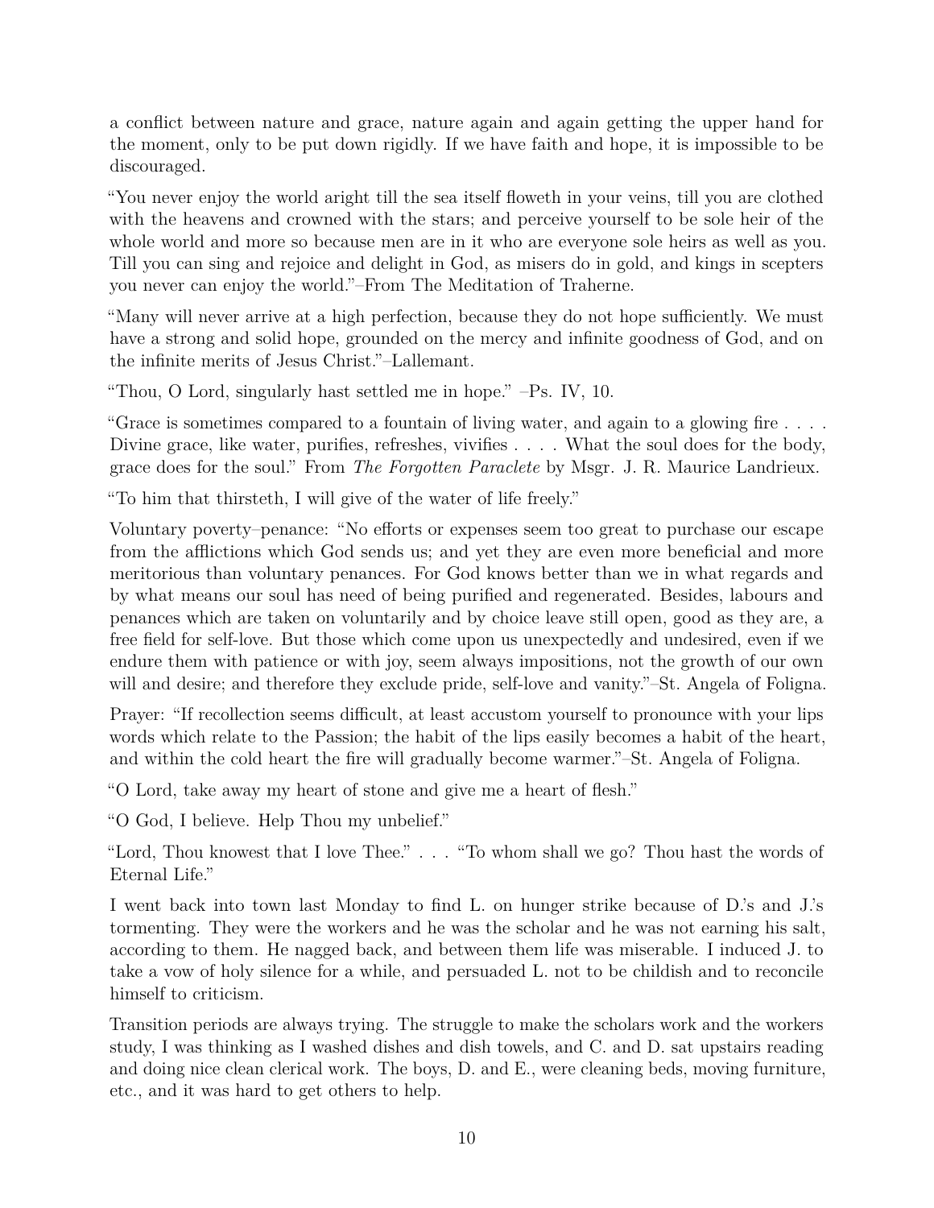a conflict between nature and grace, nature again and again getting the upper hand for the moment, only to be put down rigidly. If we have faith and hope, it is impossible to be discouraged.

"You never enjoy the world aright till the sea itself floweth in your veins, till you are clothed with the heavens and crowned with the stars; and perceive yourself to be sole heir of the whole world and more so because men are in it who are everyone sole heirs as well as you. Till you can sing and rejoice and delight in God, as misers do in gold, and kings in scepters you never can enjoy the world."–From The Meditation of Traherne.

"Many will never arrive at a high perfection, because they do not hope sufficiently. We must have a strong and solid hope, grounded on the mercy and infinite goodness of God, and on the infinite merits of Jesus Christ."–Lallemant.

"Thou, O Lord, singularly hast settled me in hope." –Ps. IV, 10.

"Grace is sometimes compared to a fountain of living water, and again to a glowing fire . . . . Divine grace, like water, purifies, refreshes, vivifies . . . . What the soul does for the body, grace does for the soul." From *The Forgotten Paraclete* by Msgr. J. R. Maurice Landrieux.

"To him that thirsteth, I will give of the water of life freely."

Voluntary poverty–penance: "No efforts or expenses seem too great to purchase our escape from the afflictions which God sends us; and yet they are even more beneficial and more meritorious than voluntary penances. For God knows better than we in what regards and by what means our soul has need of being purified and regenerated. Besides, labours and penances which are taken on voluntarily and by choice leave still open, good as they are, a free field for self-love. But those which come upon us unexpectedly and undesired, even if we endure them with patience or with joy, seem always impositions, not the growth of our own will and desire; and therefore they exclude pride, self-love and vanity."–St. Angela of Foligna.

Prayer: "If recollection seems difficult, at least accustom yourself to pronounce with your lips words which relate to the Passion; the habit of the lips easily becomes a habit of the heart, and within the cold heart the fire will gradually become warmer."–St. Angela of Foligna.

"O Lord, take away my heart of stone and give me a heart of flesh."

"O God, I believe. Help Thou my unbelief."

"Lord, Thou knowest that I love Thee." . . . "To whom shall we go? Thou hast the words of Eternal Life."

I went back into town last Monday to find L. on hunger strike because of D.'s and J.'s tormenting. They were the workers and he was the scholar and he was not earning his salt, according to them. He nagged back, and between them life was miserable. I induced J. to take a vow of holy silence for a while, and persuaded L. not to be childish and to reconcile himself to criticism.

Transition periods are always trying. The struggle to make the scholars work and the workers study, I was thinking as I washed dishes and dish towels, and C. and D. sat upstairs reading and doing nice clean clerical work. The boys, D. and E., were cleaning beds, moving furniture, etc., and it was hard to get others to help.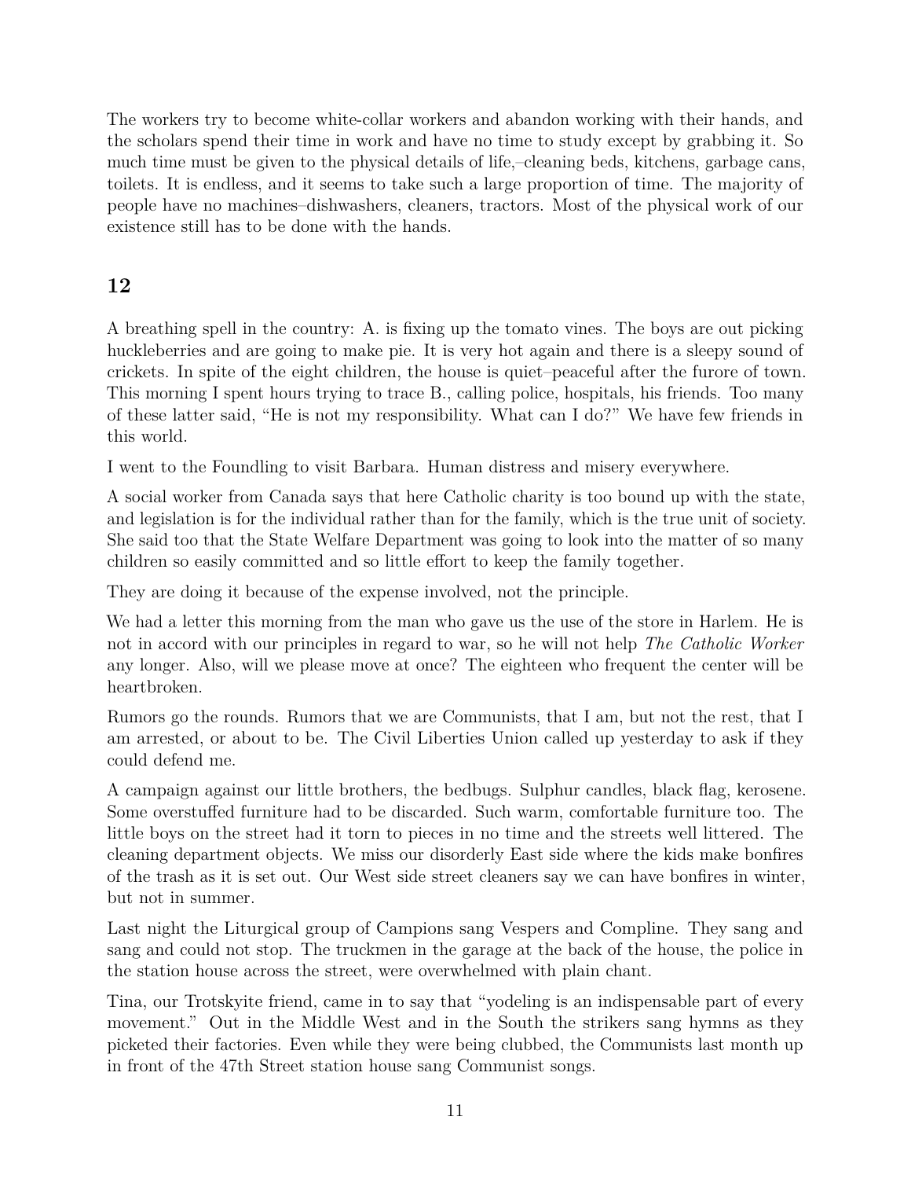The workers try to become white-collar workers and abandon working with their hands, and the scholars spend their time in work and have no time to study except by grabbing it. So much time must be given to the physical details of life,–cleaning beds, kitchens, garbage cans, toilets. It is endless, and it seems to take such a large proportion of time. The majority of people have no machines–dishwashers, cleaners, tractors. Most of the physical work of our existence still has to be done with the hands.

## 12

A breathing spell in the country: A. is fixing up the tomato vines. The boys are out picking huckleberries and are going to make pie. It is very hot again and there is a sleepy sound of crickets. In spite of the eight children, the house is quiet–peaceful after the furore of town. This morning I spent hours trying to trace B., calling police, hospitals, his friends. Too many of these latter said, "He is not my responsibility. What can I do?" We have few friends in this world.

I went to the Foundling to visit Barbara. Human distress and misery everywhere.

A social worker from Canada says that here Catholic charity is too bound up with the state, and legislation is for the individual rather than for the family, which is the true unit of society. She said too that the State Welfare Department was going to look into the matter of so many children so easily committed and so little effort to keep the family together.

They are doing it because of the expense involved, not the principle.

We had a letter this morning from the man who gave us the use of the store in Harlem. He is not in accord with our principles in regard to war, so he will not help *The Catholic Worker* any longer. Also, will we please move at once? The eighteen who frequent the center will be heartbroken.

Rumors go the rounds. Rumors that we are Communists, that I am, but not the rest, that I am arrested, or about to be. The Civil Liberties Union called up yesterday to ask if they could defend me.

A campaign against our little brothers, the bedbugs. Sulphur candles, black flag, kerosene. Some overstuffed furniture had to be discarded. Such warm, comfortable furniture too. The little boys on the street had it torn to pieces in no time and the streets well littered. The cleaning department objects. We miss our disorderly East side where the kids make bonfires of the trash as it is set out. Our West side street cleaners say we can have bonfires in winter, but not in summer.

Last night the Liturgical group of Campions sang Vespers and Compline. They sang and sang and could not stop. The truckmen in the garage at the back of the house, the police in the station house across the street, were overwhelmed with plain chant.

Tina, our Trotskyite friend, came in to say that "yodeling is an indispensable part of every movement." Out in the Middle West and in the South the strikers sang hymns as they picketed their factories. Even while they were being clubbed, the Communists last month up in front of the 47th Street station house sang Communist songs.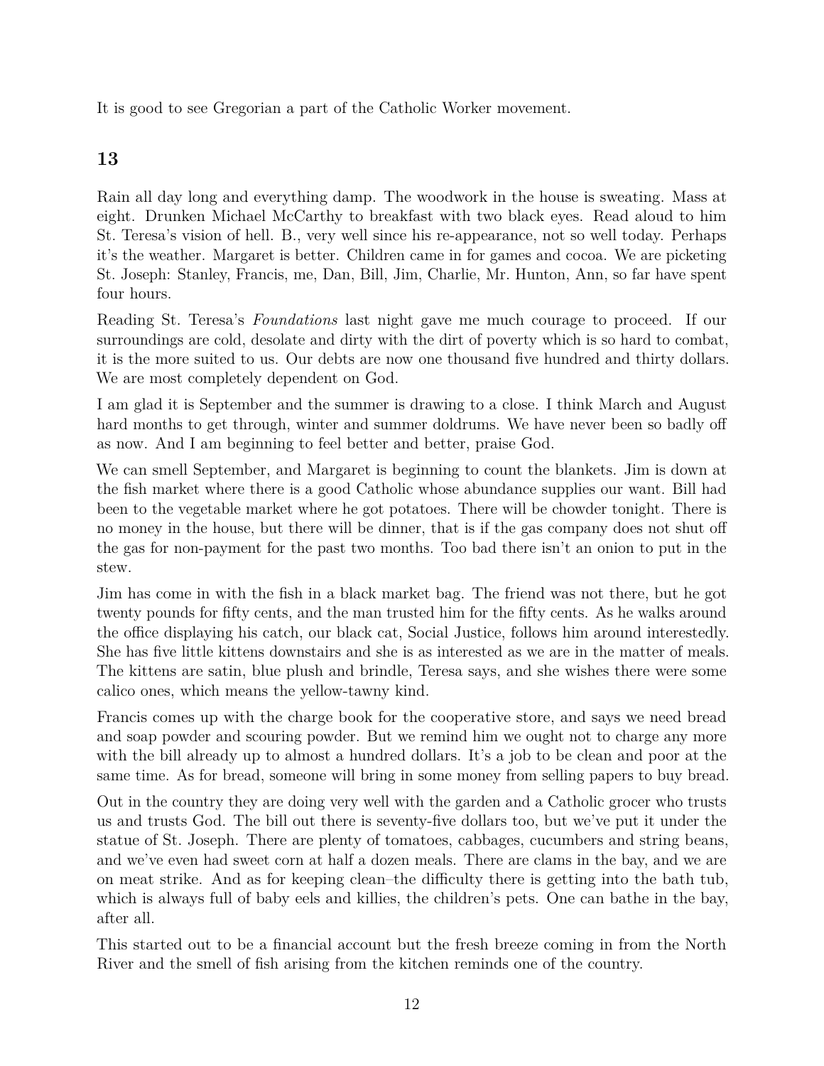It is good to see Gregorian a part of the Catholic Worker movement.

## 13

Rain all day long and everything damp. The woodwork in the house is sweating. Mass at eight. Drunken Michael McCarthy to breakfast with two black eyes. Read aloud to him St. Teresa's vision of hell. B., very well since his re-appearance, not so well today. Perhaps it's the weather. Margaret is better. Children came in for games and cocoa. We are picketing St. Joseph: Stanley, Francis, me, Dan, Bill, Jim, Charlie, Mr. Hunton, Ann, so far have spent four hours.

Reading St. Teresa's *Foundations* last night gave me much courage to proceed. If our surroundings are cold, desolate and dirty with the dirt of poverty which is so hard to combat, it is the more suited to us. Our debts are now one thousand five hundred and thirty dollars. We are most completely dependent on God.

I am glad it is September and the summer is drawing to a close. I think March and August hard months to get through, winter and summer doldrums. We have never been so badly off as now. And I am beginning to feel better and better, praise God.

We can smell September, and Margaret is beginning to count the blankets. Jim is down at the fish market where there is a good Catholic whose abundance supplies our want. Bill had been to the vegetable market where he got potatoes. There will be chowder tonight. There is no money in the house, but there will be dinner, that is if the gas company does not shut off the gas for non-payment for the past two months. Too bad there isn't an onion to put in the stew.

Jim has come in with the fish in a black market bag. The friend was not there, but he got twenty pounds for fifty cents, and the man trusted him for the fifty cents. As he walks around the office displaying his catch, our black cat, Social Justice, follows him around interestedly. She has five little kittens downstairs and she is as interested as we are in the matter of meals. The kittens are satin, blue plush and brindle, Teresa says, and she wishes there were some calico ones, which means the yellow-tawny kind.

Francis comes up with the charge book for the cooperative store, and says we need bread and soap powder and scouring powder. But we remind him we ought not to charge any more with the bill already up to almost a hundred dollars. It's a job to be clean and poor at the same time. As for bread, someone will bring in some money from selling papers to buy bread.

Out in the country they are doing very well with the garden and a Catholic grocer who trusts us and trusts God. The bill out there is seventy-five dollars too, but we've put it under the statue of St. Joseph. There are plenty of tomatoes, cabbages, cucumbers and string beans, and we've even had sweet corn at half a dozen meals. There are clams in the bay, and we are on meat strike. And as for keeping clean–the difficulty there is getting into the bath tub, which is always full of baby eels and killies, the children's pets. One can bathe in the bay, after all.

This started out to be a financial account but the fresh breeze coming in from the North River and the smell of fish arising from the kitchen reminds one of the country.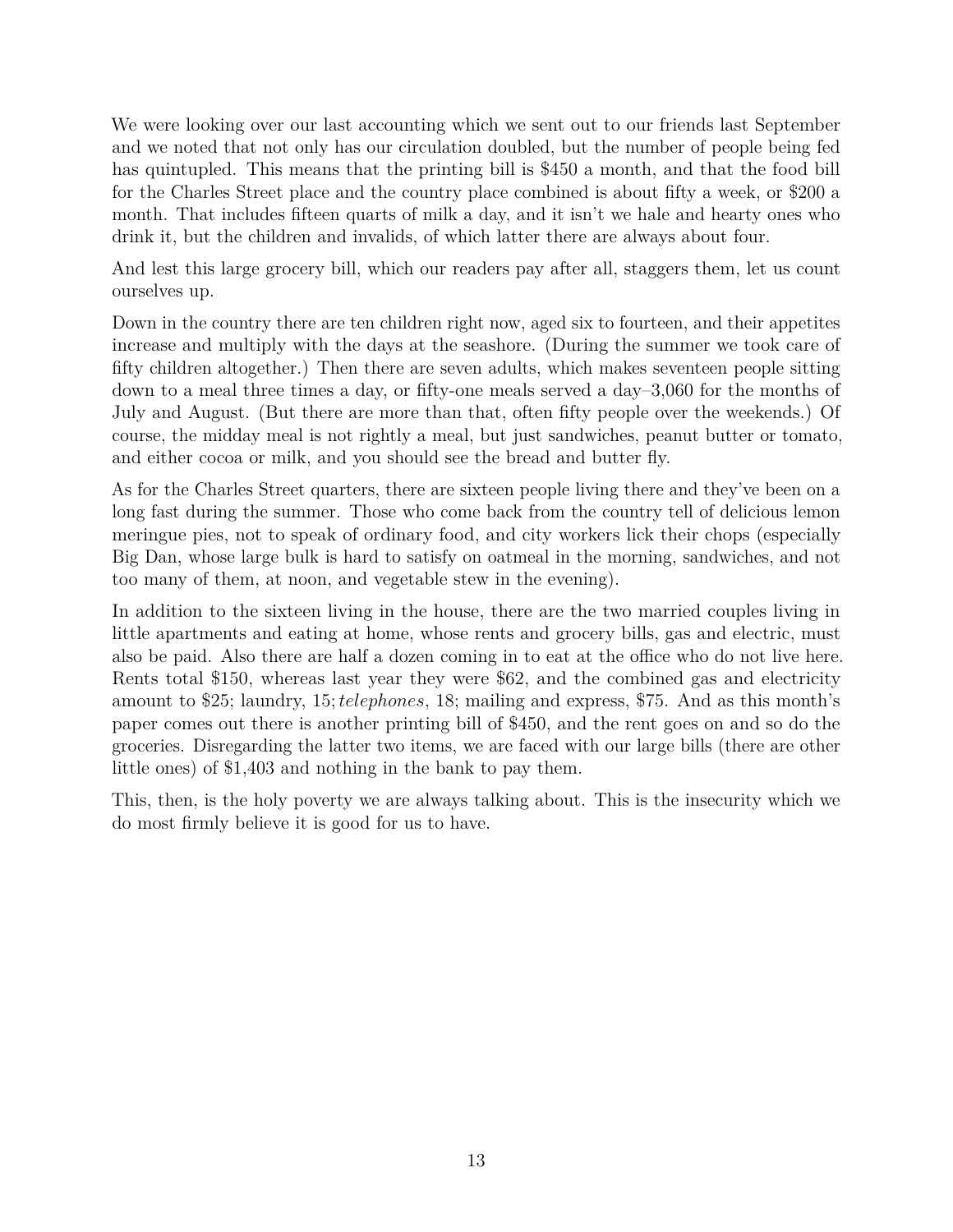We were looking over our last accounting which we sent out to our friends last September and we noted that not only has our circulation doubled, but the number of people being fed has quintupled. This means that the printing bill is $450 a month, and that the food bill for the Charles Street place and the country place combined is about fifty a week, or $200 a month. That includes fifteen quarts of milk a day, and it isn't we hale and hearty ones who drink it, but the children and invalids, of which latter there are always about four.

And lest this large grocery bill, which our readers pay after all, staggers them, let us count ourselves up.

Down in the country there are ten children right now, aged six to fourteen, and their appetites increase and multiply with the days at the seashore. (During the summer we took care of fifty children altogether.) Then there are seven adults, which makes seventeen people sitting down to a meal three times a day, or fifty-one meals served a day–3,060 for the months of July and August. (But there are more than that, often fifty people over the weekends.) Of course, the midday meal is not rightly a meal, but just sandwiches, peanut butter or tomato, and either cocoa or milk, and you should see the bread and butter fly.

As for the Charles Street quarters, there are sixteen people living there and they've been on a long fast during the summer. Those who come back from the country tell of delicious lemon meringue pies, not to speak of ordinary food, and city workers lick their chops (especially Big Dan, whose large bulk is hard to satisfy on oatmeal in the morning, sandwiches, and not too many of them, at noon, and vegetable stew in the evening).

In addition to the sixteen living in the house, there are the two married couples living in little apartments and eating at home, whose rents and grocery bills, gas and electric, must also be paid. Also there are half a dozen coming in to eat at the office who do not live here. Rents total $150, whereas last year they were $62, and the combined gas and electricity amount to $25; laundry, 15; *telephones*, 18; mailing and express, $75. And as this month's paper comes out there is another printing bill of $450, and the rent goes on and so do the groceries. Disregarding the latter two items, we are faced with our large bills (there are other little ones) of $1,403 and nothing in the bank to pay them.

This, then, is the holy poverty we are always talking about. This is the insecurity which we do most firmly believe it is good for us to have.